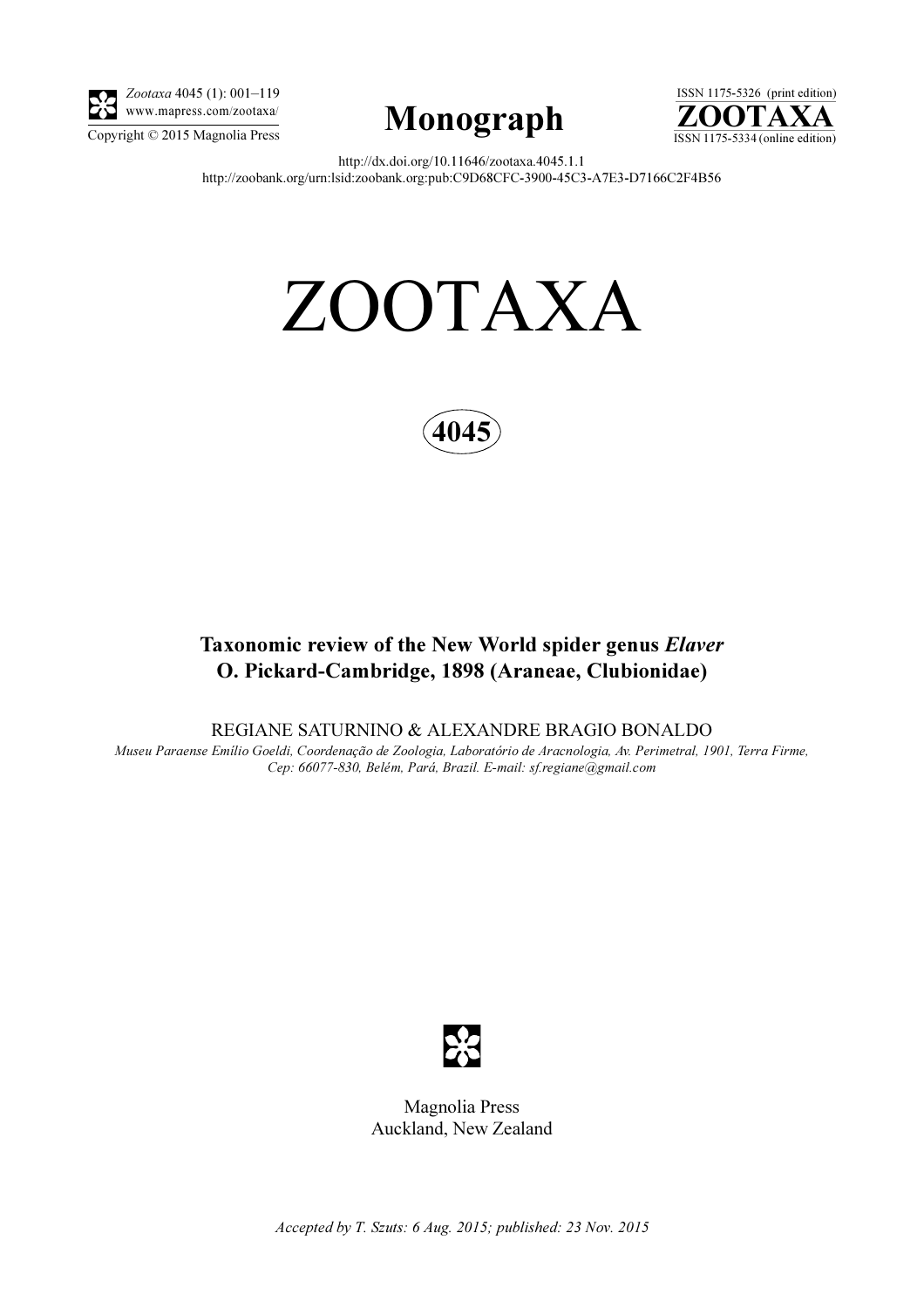*Zootaxa* 4045 (1): 001–119
www.mapress.com/zootaxa/

Copyright © 2015 Magnolia Press

# Monograph

ISSN 1175-5326 (print edition)

**ZOOTAXA**

ISSN 1175-5334 (online edition)

http://dx.doi.org/10.11646/zootaxa.4045.1.1

http://zoobank.org/urn:lsid:zoobank.org:pub:C9D68CFC-3900-45C3-A7E3-D7166C2F4B56

# ZOOTAXA

**4045**

## Taxonomic review of the New World spider genus *Elaver* O. Pickard-Cambridge, 1898 (Araneae, Clubionidae)

REGIANE SATURNINO & ALEXANDRE BRAGIO BONALDO

*Museu Paraense Emílio Goeldi, Coordenação de Zoologia, Laboratório de Aracnologia, Av. Perimetral, 1901, Terra Firme, Cep: 66077-830, Belém, Pará, Brazil. E-mail: sf.regiane@gmail.com*

Magnolia Press
Auckland, New Zealand

*Accepted by T. Szuts: 6 Aug. 2015; published: 23 Nov. 2015*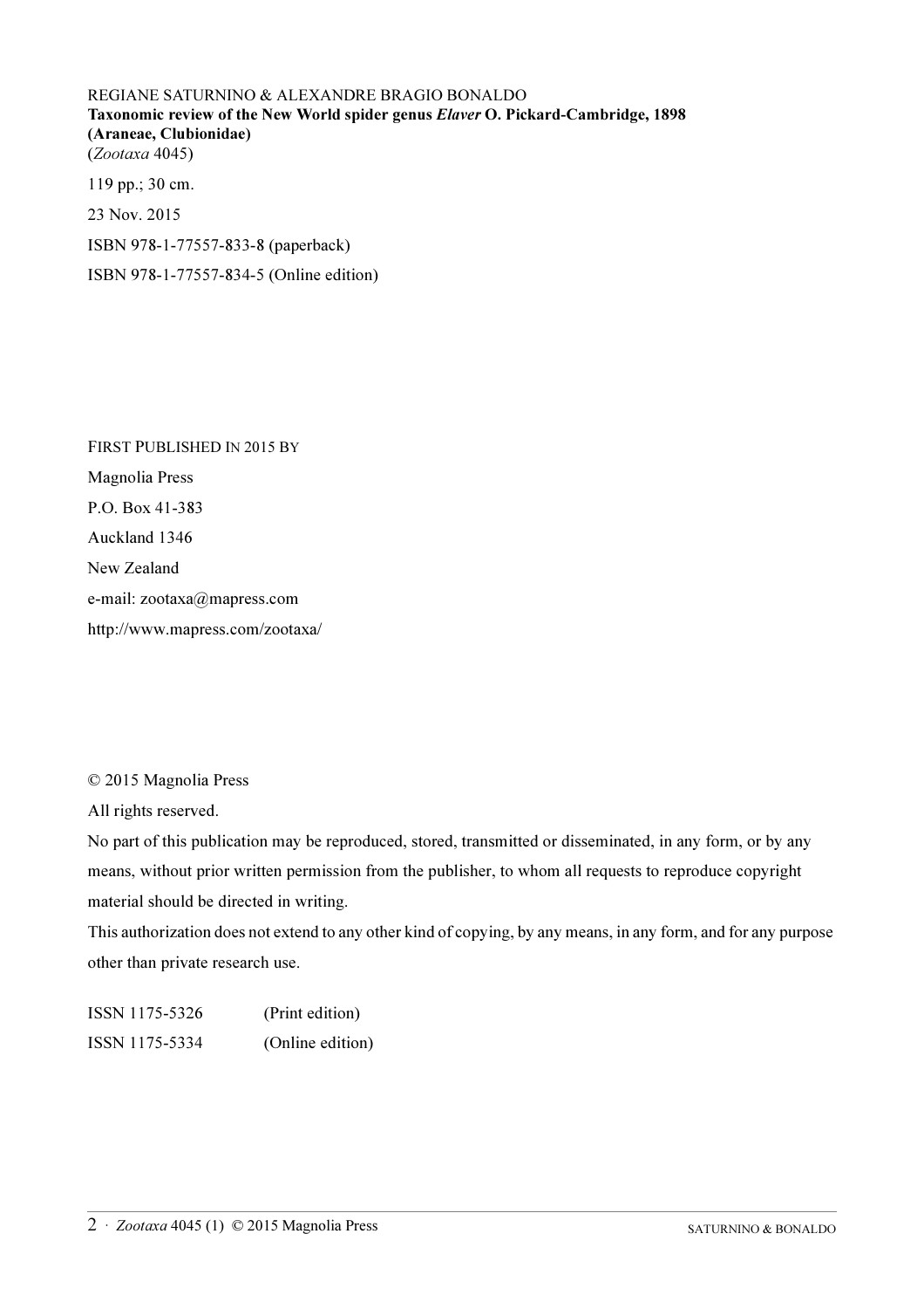REGIANE SATURNINO & ALEXANDRE BRAGIO BONALDO
**Taxonomic review of the New World spider genus *Elaver* O. Pickard-Cambridge, 1898 (Araneae, Clubionidae)**
(*Zootaxa* 4045)

119 pp.; 30 cm.

23 Nov. 2015

ISBN 978-1-77557-833-8 (paperback)

ISBN 978-1-77557-834-5 (Online edition)

FIRST PUBLISHED IN 2015 BY

Magnolia Press

P.O. Box 41-383

Auckland 1346

New Zealand

e-mail: zootaxa@mapress.com

http://www.mapress.com/zootaxa/

© 2015 Magnolia Press

All rights reserved.

No part of this publication may be reproduced, stored, transmitted or disseminated, in any form, or by any means, without prior written permission from the publisher, to whom all requests to reproduce copyright material should be directed in writing.

This authorization does not extend to any other kind of copying, by any means, in any form, and for any purpose other than private research use.

ISSN 1175-5326 (Print edition)

ISSN 1175-5334 (Online edition)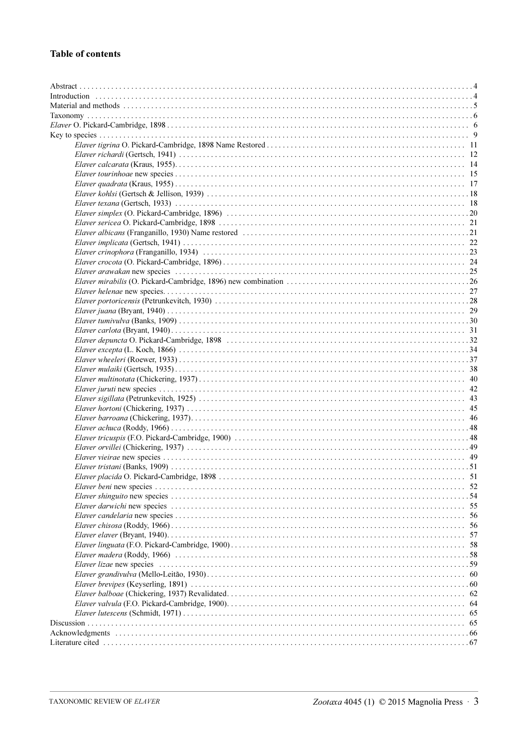## Table of contents

Abstract . . . 4
Introduction . . . 4
Material and methods . . . 5
Taxonomy . . . 6
*Elaver* O. Pickard-Cambridge, 1898 . . . 6
Key to species . . . 9

- *Elaver tigrina* O. Pickard-Cambridge, 1898 Name Restored . . . 11
- *Elaver richardi* (Gertsch, 1941) . . . 12
- *Elaver calcarata* (Kraus, 1955). . . . 14
- *Elaver tourinhoae* new species . . . 15
- *Elaver quadrata* (Kraus, 1955) . . . 17
- *Elaver kohlsi* (Gertsch & Jellison, 1939) . . . 18
- *Elaver texana* (Gertsch, 1933) . . . 18
- *Elaver simplex* (O. Pickard-Cambridge, 1896) . . . 20
- *Elaver sericea* O. Pickard-Cambridge, 1898 . . . 21
- *Elaver albicans* (Franganillo, 1930) Name restored . . . 21
- *Elaver implicata* (Gertsch, 1941) . . . 22
- *Elaver crinophora* (Franganillo, 1934) . . . 23
- *Elaver crocota* (O. Pickard-Cambridge, 1896) . . . 24
- *Elaver arawakan* new species . . . 25
- *Elaver mirabilis* (O. Pickard-Cambridge, 1896) new combination . . . 26
- *Elaver helenae* new species. . . . 27
- *Elaver portoricensis* (Petrunkevitch, 1930) . . . 28
- *Elaver juana* (Bryant, 1940) . . . 29
- *Elaver tumivulva* (Banks, 1909) . . . 30
- *Elaver carlota* (Bryant, 1940). . . . 31
- *Elaver depuncta* O. Pickard-Cambridge, 1898 . . . 32
- *Elaver excepta* (L. Koch, 1866) . . . 34
- *Elaver wheeleri* (Roewer, 1933) . . . 37
- *Elaver mulaiki* (Gertsch, 1935). . . . 38
- *Elaver multinotata* (Chickering, 1937) . . . 40
- *Elaver juruti* new species . . . 42
- *Elaver sigillata* (Petrunkevitch, 1925) . . . 43
- *Elaver hortoni* (Chickering, 1937) . . . 45
- *Elaver barroana* (Chickering, 1937). . . . 46
- *Elaver achuca* (Roddy, 1966) . . . 48
- *Elaver tricuspis* (F.O. Pickard-Cambridge, 1900) . . . 48
- *Elaver orvillei* (Chickering, 1937) . . . 49
- *Elaver vieirae* new species . . . 49
- *Elaver tristani* (Banks, 1909) . . . 51
- *Elaver placida* O. Pickard-Cambridge, 1898 . . . 51
- *Elaver beni* new species . . . 52
- *Elaver shinguito* new species . . . 54
- *Elaver darwichi* new species . . . 55
- *Elaver candelaria* new species . . . 56
- *Elaver chisosa* (Roddy, 1966) . . . 56
- *Elaver elaver* (Bryant, 1940). . . . 57
- *Elaver linguata* (F.O. Pickard-Cambridge, 1900) . . . 58
- *Elaver madera* (Roddy, 1966) . . . 58
- *Elaver lizae* new species . . . 59
- *Elaver grandivulva* (Mello-Leitão, 1930) . . . 60
- *Elaver brevipes* (Keyserling, 1891) . . . 60
- *Elaver balboae* (Chickering, 1937) Revalidated. . . . 62
- *Elaver valvula* (F.O. Pickard-Cambridge, 1900). . . . 64
- *Elaver lutescens* (Schmidt, 1971) . . . 65

Discussion . . . 65
Acknowledgments . . . 66
Literature cited . . . 67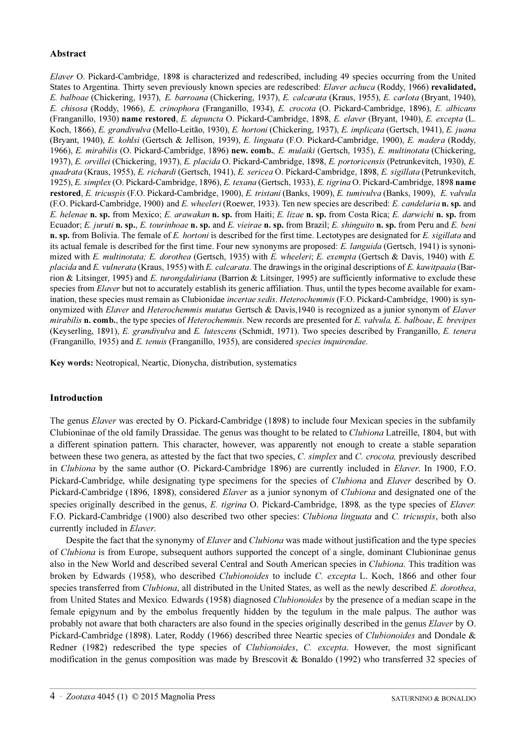## Abstract

*Elaver* O. Pickard-Cambridge, 1898 is characterized and redescribed, including 49 species occurring from the United States to Argentina. Thirty seven previously known species are redescribed: *Elaver achuca* (Roddy, 1966) **revalidated,** *E. balboae* (Chickering, 1937), *E. barroana* (Chickering, 1937), *E. calcarata* (Kraus, 1955), *E. carlota* (Bryant, 1940), *E. chisosa* (Roddy, 1966), *E. crinophora* (Franganillo, 1934), *E. crocota* (O. Pickard-Cambridge, 1896), *E. albicans* (Franganillo, 1930) **name restored**, *E. depuncta* O. Pickard-Cambridge, 1898, *E. elaver* (Bryant, 1940), *E. excepta* (L. Koch, 1866), *E. grandivulva* (Mello-Leitão, 1930), *E. hortoni* (Chickering, 1937), *E. implicata* (Gertsch, 1941), *E. juana* (Bryant, 1940), *E. kohlsi* (Gertsch & Jellison, 1939), *E. linguata* (F.O. Pickard-Cambridge, 1900), *E. madera* (Roddy, 1966), *E. mirabilis* (O. Pickard-Cambridge, 1896) **new. comb.**, *E. mulaiki* (Gertsch, 1935), *E. multinotata* (Chickering, 1937), *E. orvillei* (Chickering, 1937), *E. placida* O. Pickard-Cambridge, 1898, *E. portoricensis* (Petrunkevitch, 1930), *E. quadrata* (Kraus, 1955), *E. richardi* (Gertsch, 1941), *E. sericea* O. Pickard-Cambridge, 1898, *E. sigillata* (Petrunkevitch, 1925), *E. simplex* (O. Pickard-Cambridge, 1896), *E. texana* (Gertsch, 1933), *E. tigrina* O. Pickard-Cambridge, 1898 **name restored**, *E. tricuspis* (F.O. Pickard-Cambridge, 1900), *E. tristani* (Banks, 1909), *E. tumivulva* (Banks, 1909), *E. valvula* (F.O. Pickard-Cambridge, 1900) and *E. wheeleri* (Roewer, 1933). Ten new species are described: *E. candelaria* **n. sp.** and *E. helenae* **n. sp.** from Mexico; *E. arawakan* **n. sp.** from Haiti; *E. lizae* **n. sp.** from Costa Rica; *E. darwichi* **n. sp.** from Ecuador; *E. juruti* **n. sp.**, *E. tourinhoae* **n. sp.** and *E. vieirae* **n. sp.** from Brazil; *E. shinguito* **n. sp.** from Peru and *E. beni* **n. sp.** from Bolivia. The female of *E. hortoni* is described for the first time. Lectotypes are designated for *E. sigillata* and its actual female is described for the first time. Four new synonyms are proposed: *E. languida* (Gertsch, 1941) is synonimized with *E. multinotata; E. dorothea* (Gertsch, 1935) with *E. wheeleri*; *E. exempta* (Gertsch & Davis, 1940) with *E. placida* and *E. vulnerata* (Kraus, 1955) with *E. calcarata*. The drawings in the original descriptions of *E. kawitpaaia* (Barrion & Litsinger, 1995) and *E. turongdaliriana* (Barrion & Litsinger, 1995) are sufficiently informative to exclude these species from *Elaver* but not to accurately establish its generic affiliation. Thus, until the types become available for examination, these species must remain as Clubionidae *incertae sedis*. *Heterochemmis* (F.O. Pickard-Cambridge, 1900) is synonymized with *Elaver* and *Heterochemmis mutatus* Gertsch & Davis,1940 is recognized as a junior synonym of *Elaver mirabilis* **n. comb.**, the type species of *Heterochemmis*. New records are presented for *E. valvula, E. balboae*, *E. brevipes* (Keyserling, 1891), *E. grandivulva* and *E. lutescens* (Schmidt, 1971). Two species described by Franganillo, *E. tenera* (Franganillo, 1935) and *E. tenuis* (Franganillo, 1935), are considered *species inquirendae*.

**Key words:** Neotropical, Neartic, Dionycha, distribution, systematics

## Introduction

The genus *Elaver* was erected by O. Pickard-Cambridge (1898) to include four Mexican species in the subfamily Clubioninae of the old family Drassidae. The genus was thought to be related to *Clubiona* Latreille, 1804, but with a different spination pattern. This character, however, was apparently not enough to create a stable separation between these two genera, as attested by the fact that two species, *C. simplex* and *C. crocota,* previously described in *Clubiona* by the same author (O. Pickard-Cambridge 1896) are currently included in *Elaver*. In 1900, F.O. Pickard-Cambridge, while designating type specimens for the species of *Clubiona* and *Elaver* described by O. Pickard-Cambridge (1896, 1898), considered *Elaver* as a junior synonym of *Clubiona* and designated one of the species originally described in the genus, *E. tigrina* O. Pickard-Cambridge, 1898*,* as the type species of *Elaver.* F.O. Pickard-Cambridge (1900) also described two other species: *Clubiona linguata* and *C. tricuspis*, both also currently included in *Elaver*.

Despite the fact that the synonymy of *Elaver* and *Clubiona* was made without justification and the type species of *Clubiona* is from Europe, subsequent authors supported the concept of a single, dominant Clubioninae genus also in the New World and described several Central and South American species in *Clubiona*. This tradition was broken by Edwards (1958), who described *Clubionoides* to include *C. excepta* L. Koch, 1866 and other four species transferred from *Clubiona*, all distributed in the United States, as well as the newly described *E. dorothea*, from United States and Mexico*.* Edwards (1958) diagnosed *Clubionoides* by the presence of a median scape in the female epigynum and by the embolus frequently hidden by the tegulum in the male palpus. The author was probably not aware that both characters are also found in the species originally described in the genus *Elaver* by O. Pickard-Cambridge (1898). Later, Roddy (1966) described three Neartic species of *Clubionoides* and Dondale & Redner (1982) redescribed the type species of *Clubionoides*, *C. excepta*. However, the most significant modification in the genus composition was made by Brescovit & Bonaldo (1992) who transferred 32 species of